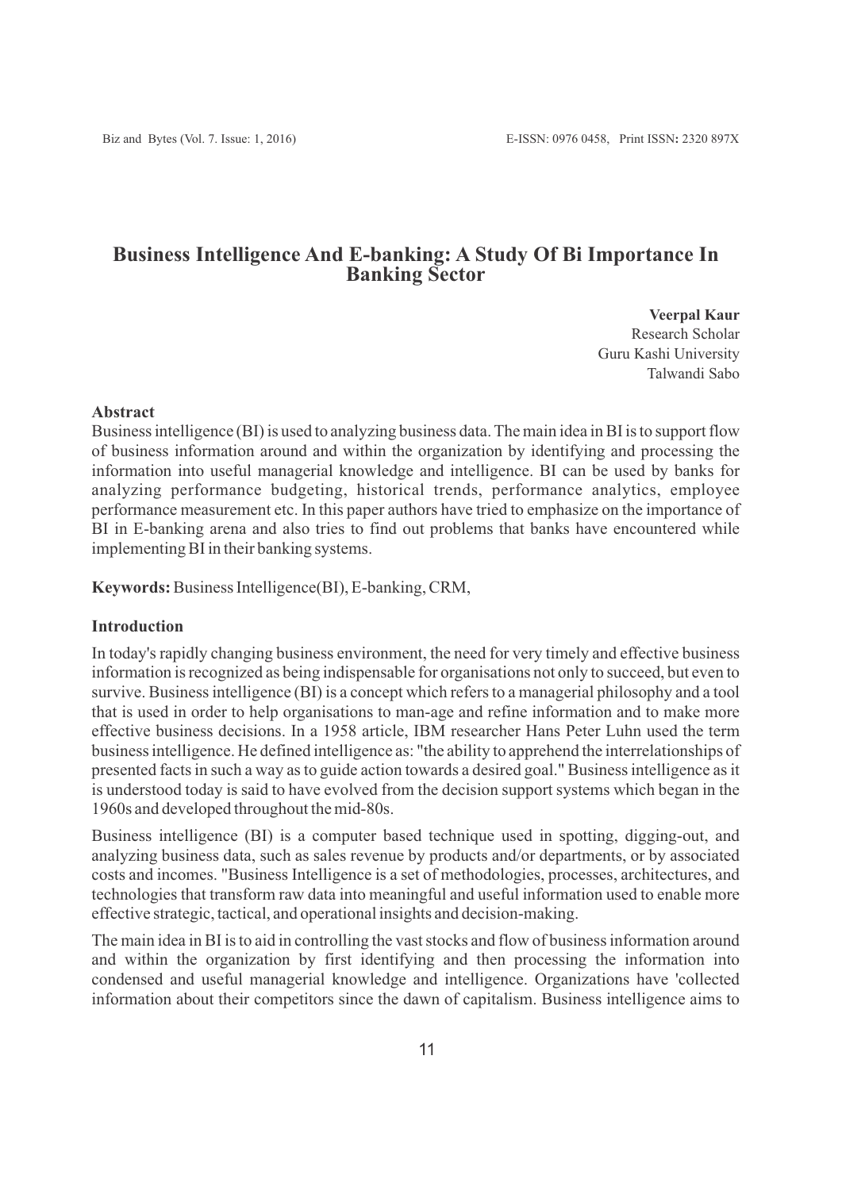# Business Intelligence And E-banking: A Study Of Bi Importance In Banking Sector

**Veerpal Kaur**
Research Scholar
Guru Kashi University
Talwandi Sabo

### Abstract

Business intelligence (BI) is used to analyzing business data. The main idea in BI is to support flow of business information around and within the organization by identifying and processing the information into useful managerial knowledge and intelligence. BI can be used by banks for analyzing performance budgeting, historical trends, performance analytics, employee performance measurement etc. In this paper authors have tried to emphasize on the importance of BI in E-banking arena and also tries to find out problems that banks have encountered while implementing BI in their banking systems.

**Keywords:** Business Intelligence(BI), E-banking, CRM,

### Introduction

In today's rapidly changing business environment, the need for very timely and effective business information is recognized as being indispensable for organisations not only to succeed, but even to survive. Business intelligence (BI) is a concept which refers to a managerial philosophy and a tool that is used in order to help organisations to man-age and refine information and to make more effective business decisions. In a 1958 article, IBM researcher Hans Peter Luhn used the term business intelligence. He defined intelligence as: "the ability to apprehend the interrelationships of presented facts in such a way as to guide action towards a desired goal." Business intelligence as it is understood today is said to have evolved from the decision support systems which began in the 1960s and developed throughout the mid-80s.

Business intelligence (BI) is a computer based technique used in spotting, digging-out, and analyzing business data, such as sales revenue by products and/or departments, or by associated costs and incomes. "Business Intelligence is a set of methodologies, processes, architectures, and technologies that transform raw data into meaningful and useful information used to enable more effective strategic, tactical, and operational insights and decision-making.

The main idea in BI is to aid in controlling the vast stocks and flow of business information around and within the organization by first identifying and then processing the information into condensed and useful managerial knowledge and intelligence. Organizations have 'collected information about their competitors since the dawn of capitalism. Business intelligence aims to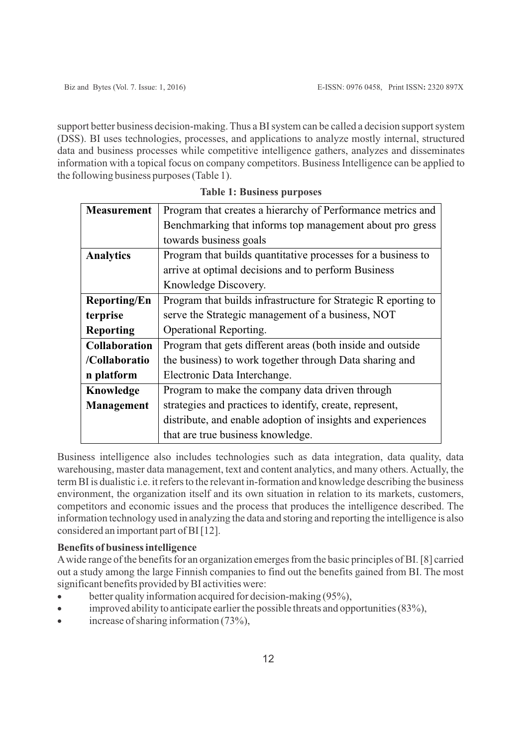support better business decision-making. Thus a BI system can be called a decision support system (DSS). BI uses technologies, processes, and applications to analyze mostly internal, structured data and business processes while competitive intelligence gathers, analyzes and disseminates information with a topical focus on company competitors. Business Intelligence can be applied to the following business purposes (Table 1).

**Table 1: Business purposes**

| | |
|---|---|
| **Measurement** | Program that creates a hierarchy of Performance metrics and Benchmarking that informs top management about pro gress towards business goals |
| **Analytics** | Program that builds quantitative processes for a business to arrive at optimal decisions and to perform Business Knowledge Discovery. |
| **Reporting/Enterprise Reporting** | Program that builds infrastructure for Strategic R eporting to serve the Strategic management of a business, NOT Operational Reporting. |
| **Collaboration /Collaboration platform** | Program that gets different areas (both inside and outside the business) to work together through Data sharing and Electronic Data Interchange. |
| **Knowledge Management** | Program to make the company data driven through strategies and practices to identify, create, represent, distribute, and enable adoption of insights and experiences that are true business knowledge. |

Business intelligence also includes technologies such as data integration, data quality, data warehousing, master data management, text and content analytics, and many others. Actually, the term BI is dualistic i.e. it refers to the relevant in-formation and knowledge describing the business environment, the organization itself and its own situation in relation to its markets, customers, competitors and economic issues and the process that produces the intelligence described. The information technology used in analyzing the data and storing and reporting the intelligence is also considered an important part of BI [12].

**Benefits of business intelligence**

A wide range of the benefits for an organization emerges from the basic principles of BI. [8] carried out a study among the large Finnish companies to find out the benefits gained from BI. The most significant benefits provided by BI activities were:

- better quality information acquired for decision-making (95%),
- improved ability to anticipate earlier the possible threats and opportunities (83%),
- increase of sharing information (73%),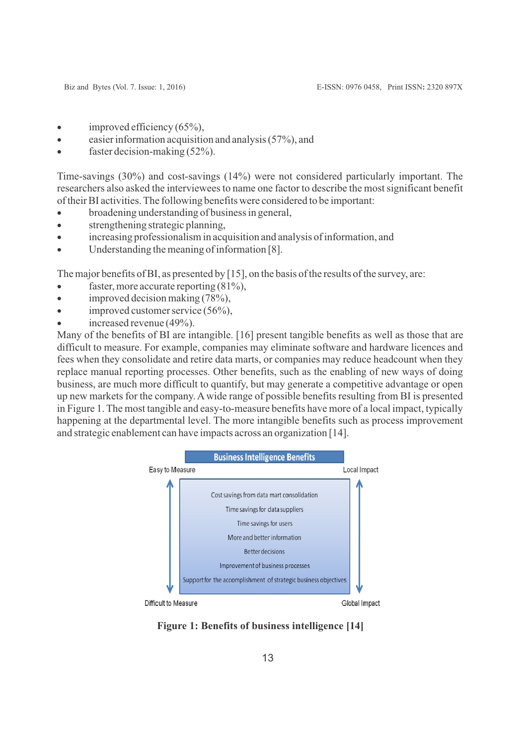- improved efficiency (65%),
- easier information acquisition and analysis (57%), and
- faster decision-making (52%).

Time-savings (30%) and cost-savings (14%) were not considered particularly important. The researchers also asked the interviewees to name one factor to describe the most significant benefit of their BI activities. The following benefits were considered to be important:

- broadening understanding of business in general,
- strengthening strategic planning,
- increasing professionalism in acquisition and analysis of information, and
- Understanding the meaning of information [8].

The major benefits of BI, as presented by [15], on the basis of the results of the survey, are:

- faster, more accurate reporting (81%),
- improved decision making (78%),
- improved customer service (56%),
- increased revenue (49%).

Many of the benefits of BI are intangible. [16] present tangible benefits as well as those that are difficult to measure. For example, companies may eliminate software and hardware licences and fees when they consolidate and retire data marts, or companies may reduce headcount when they replace manual reporting processes. Other benefits, such as the enabling of new ways of doing business, are much more difficult to quantify, but may generate a competitive advantage or open up new markets for the company. A wide range of possible benefits resulting from BI is presented in Figure 1. The most tangible and easy-to-measure benefits have more of a local impact, typically happening at the departmental level. The more intangible benefits such as process improvement and strategic enablement can have impacts across an organization [14].

**Business Intelligence Benefits**

| Easy to Measure ↕ Difficult to Measure | | Local Impact ↕ Global Impact |
|---|---|---|
| | Cost savings from data mart consolidation | |
| | Time savings for data suppliers | |
| | Time savings for users | |
| | More and better information | |
| | Better decisions | |
| | Improvement of business processes | |
| | Support for the accomplishment of strategic business objectives | |

**Figure 1: Benefits of business intelligence [14]**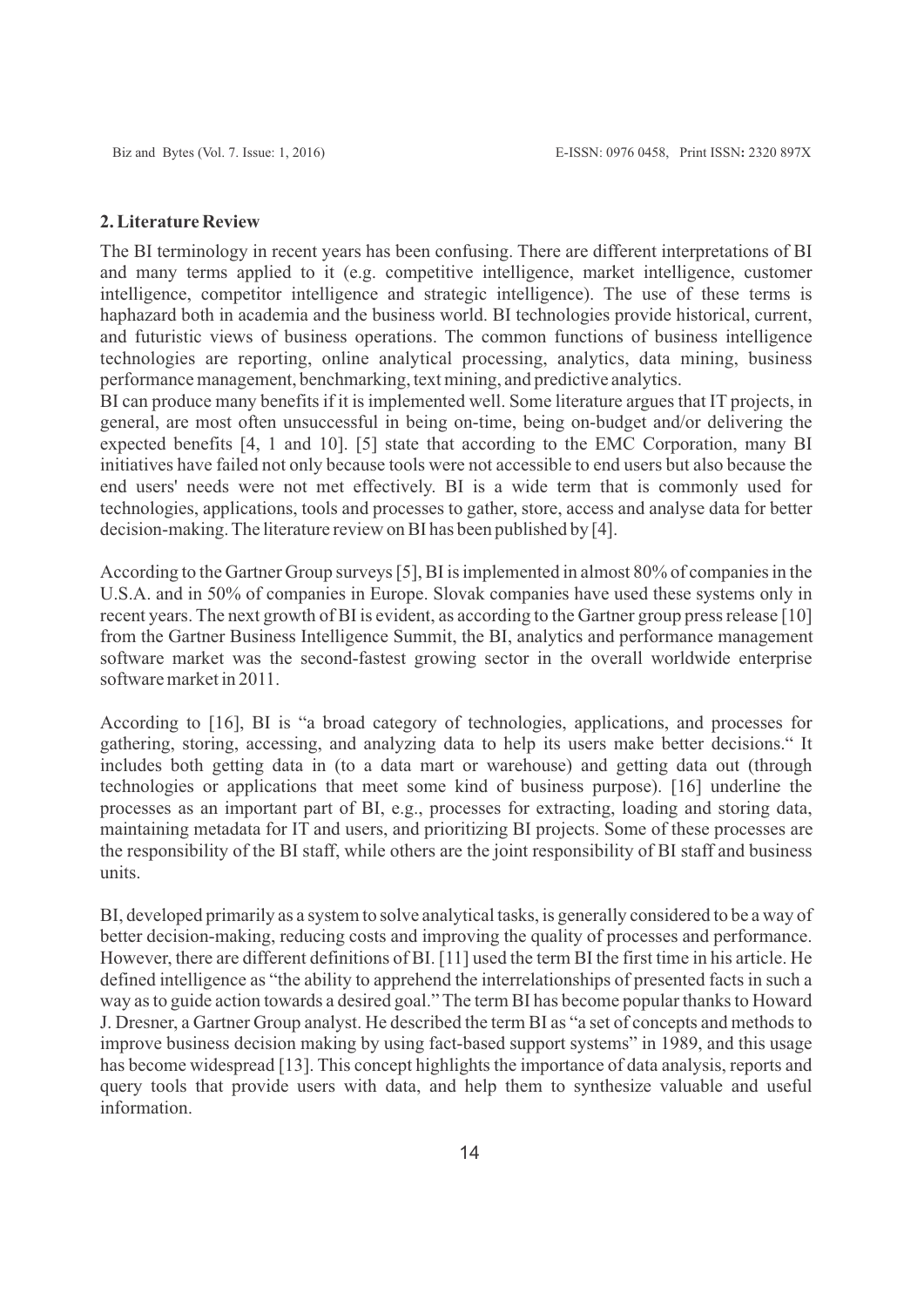## 2. Literature Review

The BI terminology in recent years has been confusing. There are different interpretations of BI and many terms applied to it (e.g. competitive intelligence, market intelligence, customer intelligence, competitor intelligence and strategic intelligence). The use of these terms is haphazard both in academia and the business world. BI technologies provide historical, current, and futuristic views of business operations. The common functions of business intelligence technologies are reporting, online analytical processing, analytics, data mining, business performance management, benchmarking, text mining, and predictive analytics.

BI can produce many benefits if it is implemented well. Some literature argues that IT projects, in general, are most often unsuccessful in being on-time, being on-budget and/or delivering the expected benefits [4, 1 and 10]. [5] state that according to the EMC Corporation, many BI initiatives have failed not only because tools were not accessible to end users but also because the end users' needs were not met effectively. BI is a wide term that is commonly used for technologies, applications, tools and processes to gather, store, access and analyse data for better decision-making. The literature review on BI has been published by [4].

According to the Gartner Group surveys [5], BI is implemented in almost 80% of companies in the U.S.A. and in 50% of companies in Europe. Slovak companies have used these systems only in recent years. The next growth of BI is evident, as according to the Gartner group press release [10] from the Gartner Business Intelligence Summit, the BI, analytics and performance management software market was the second-fastest growing sector in the overall worldwide enterprise software market in 2011.

According to [16], BI is "a broad category of technologies, applications, and processes for gathering, storing, accessing, and analyzing data to help its users make better decisions." It includes both getting data in (to a data mart or warehouse) and getting data out (through technologies or applications that meet some kind of business purpose). [16] underline the processes as an important part of BI, e.g., processes for extracting, loading and storing data, maintaining metadata for IT and users, and prioritizing BI projects. Some of these processes are the responsibility of the BI staff, while others are the joint responsibility of BI staff and business units.

BI, developed primarily as a system to solve analytical tasks, is generally considered to be a way of better decision-making, reducing costs and improving the quality of processes and performance. However, there are different definitions of BI. [11] used the term BI the first time in his article. He defined intelligence as "the ability to apprehend the interrelationships of presented facts in such a way as to guide action towards a desired goal." The term BI has become popular thanks to Howard J. Dresner, a Gartner Group analyst. He described the term BI as "a set of concepts and methods to improve business decision making by using fact-based support systems" in 1989, and this usage has become widespread [13]. This concept highlights the importance of data analysis, reports and query tools that provide users with data, and help them to synthesize valuable and useful information.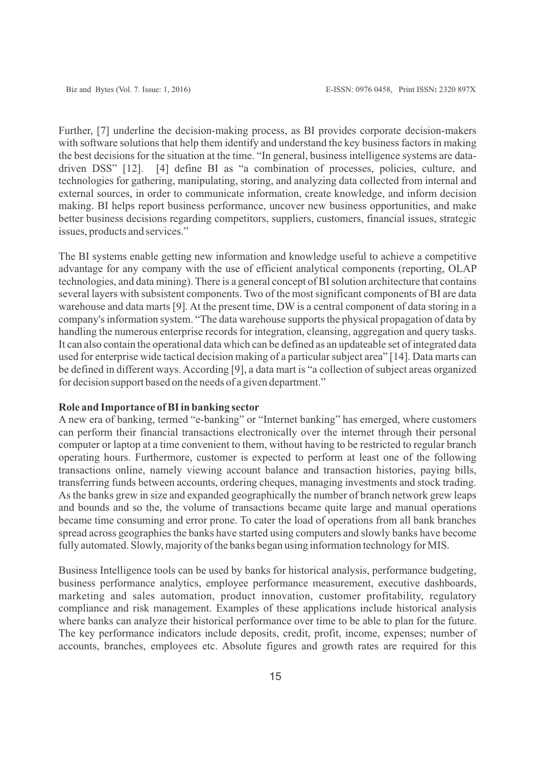Further, [7] underline the decision-making process, as BI provides corporate decision-makers with software solutions that help them identify and understand the key business factors in making the best decisions for the situation at the time. "In general, business intelligence systems are data-driven DSS" [12]. [4] define BI as "a combination of processes, policies, culture, and technologies for gathering, manipulating, storing, and analyzing data collected from internal and external sources, in order to communicate information, create knowledge, and inform decision making. BI helps report business performance, uncover new business opportunities, and make better business decisions regarding competitors, suppliers, customers, financial issues, strategic issues, products and services."

The BI systems enable getting new information and knowledge useful to achieve a competitive advantage for any company with the use of efficient analytical components (reporting, OLAP technologies, and data mining). There is a general concept of BI solution architecture that contains several layers with subsistent components. Two of the most significant components of BI are data warehouse and data marts [9]. At the present time, DW is a central component of data storing in a company's information system. "The data warehouse supports the physical propagation of data by handling the numerous enterprise records for integration, cleansing, aggregation and query tasks. It can also contain the operational data which can be defined as an updateable set of integrated data used for enterprise wide tactical decision making of a particular subject area" [14]. Data marts can be defined in different ways. According [9], a data mart is "a collection of subject areas organized for decision support based on the needs of a given department."

**Role and Importance of BI in banking sector**

A new era of banking, termed "e-banking" or "Internet banking" has emerged, where customers can perform their financial transactions electronically over the internet through their personal computer or laptop at a time convenient to them, without having to be restricted to regular branch operating hours. Furthermore, customer is expected to perform at least one of the following transactions online, namely viewing account balance and transaction histories, paying bills, transferring funds between accounts, ordering cheques, managing investments and stock trading. As the banks grew in size and expanded geographically the number of branch network grew leaps and bounds and so the, the volume of transactions became quite large and manual operations became time consuming and error prone. To cater the load of operations from all bank branches spread across geographies the banks have started using computers and slowly banks have become fully automated. Slowly, majority of the banks began using information technology for MIS.

Business Intelligence tools can be used by banks for historical analysis, performance budgeting, business performance analytics, employee performance measurement, executive dashboards, marketing and sales automation, product innovation, customer profitability, regulatory compliance and risk management. Examples of these applications include historical analysis where banks can analyze their historical performance over time to be able to plan for the future. The key performance indicators include deposits, credit, profit, income, expenses; number of accounts, branches, employees etc. Absolute figures and growth rates are required for this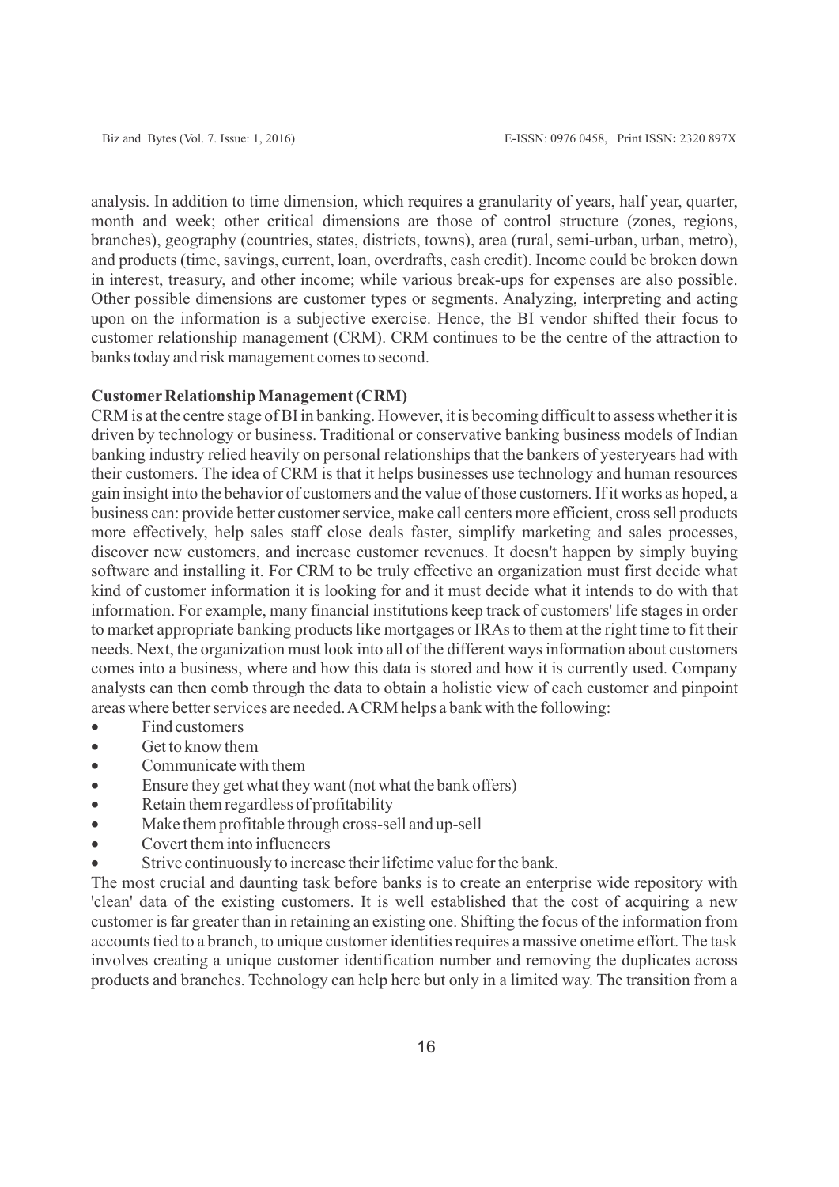analysis. In addition to time dimension, which requires a granularity of years, half year, quarter, month and week; other critical dimensions are those of control structure (zones, regions, branches), geography (countries, states, districts, towns), area (rural, semi-urban, urban, metro), and products (time, savings, current, loan, overdrafts, cash credit). Income could be broken down in interest, treasury, and other income; while various break-ups for expenses are also possible. Other possible dimensions are customer types or segments. Analyzing, interpreting and acting upon on the information is a subjective exercise. Hence, the BI vendor shifted their focus to customer relationship management (CRM). CRM continues to be the centre of the attraction to banks today and risk management comes to second.

**Customer Relationship Management (CRM)**

CRM is at the centre stage of BI in banking. However, it is becoming difficult to assess whether it is driven by technology or business. Traditional or conservative banking business models of Indian banking industry relied heavily on personal relationships that the bankers of yesteryears had with their customers. The idea of CRM is that it helps businesses use technology and human resources gain insight into the behavior of customers and the value of those customers. If it works as hoped, a business can: provide better customer service, make call centers more efficient, cross sell products more effectively, help sales staff close deals faster, simplify marketing and sales processes, discover new customers, and increase customer revenues. It doesn't happen by simply buying software and installing it. For CRM to be truly effective an organization must first decide what kind of customer information it is looking for and it must decide what it intends to do with that information. For example, many financial institutions keep track of customers' life stages in order to market appropriate banking products like mortgages or IRAs to them at the right time to fit their needs. Next, the organization must look into all of the different ways information about customers comes into a business, where and how this data is stored and how it is currently used. Company analysts can then comb through the data to obtain a holistic view of each customer and pinpoint areas where better services are needed. A CRM helps a bank with the following:

- Find customers
- Get to know them
- Communicate with them
- Ensure they get what they want (not what the bank offers)
- Retain them regardless of profitability
- Make them profitable through cross-sell and up-sell
- Covert them into influencers
- Strive continuously to increase their lifetime value for the bank.

The most crucial and daunting task before banks is to create an enterprise wide repository with 'clean' data of the existing customers. It is well established that the cost of acquiring a new customer is far greater than in retaining an existing one. Shifting the focus of the information from accounts tied to a branch, to unique customer identities requires a massive onetime effort. The task involves creating a unique customer identification number and removing the duplicates across products and branches. Technology can help here but only in a limited way. The transition from a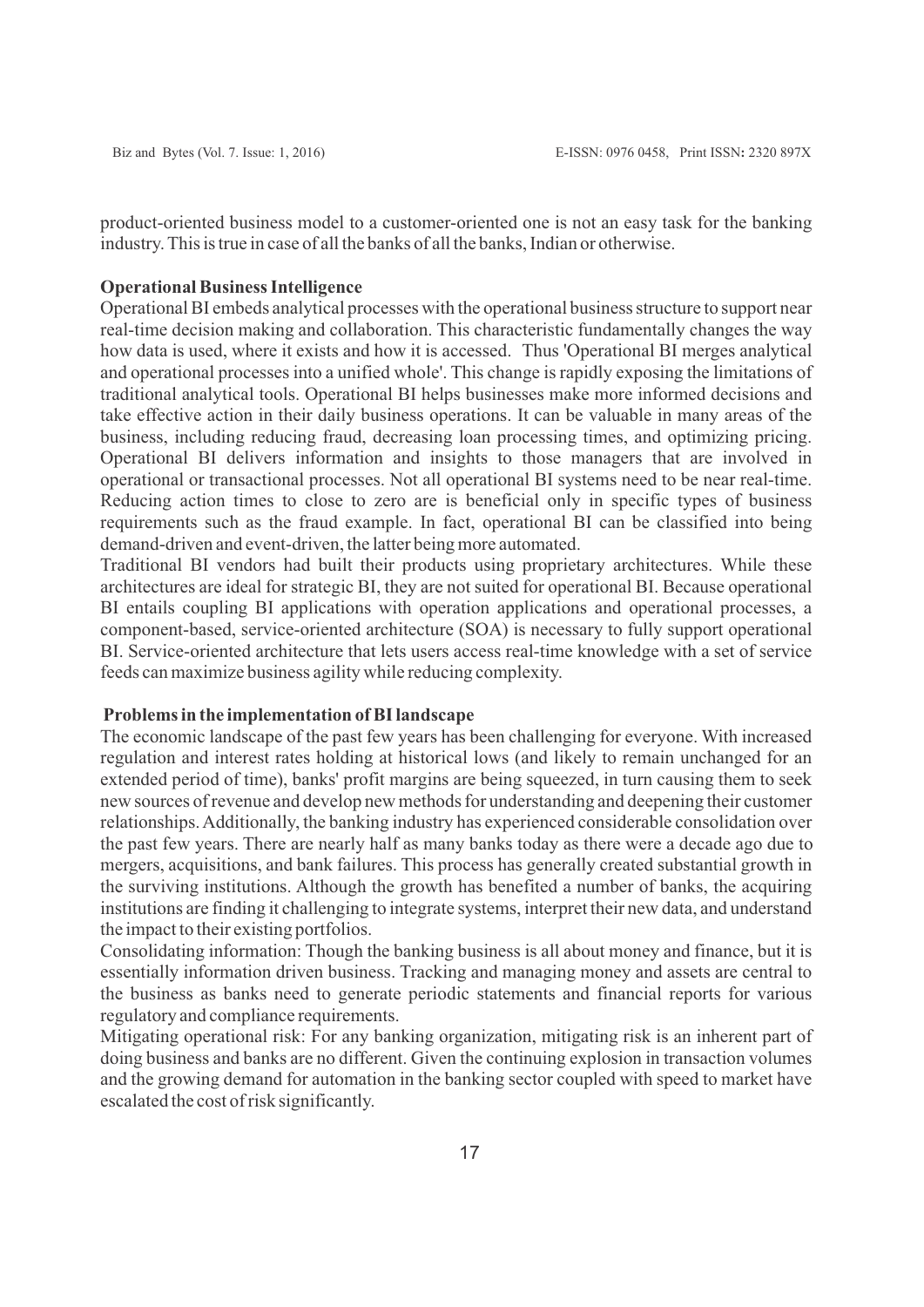product-oriented business model to a customer-oriented one is not an easy task for the banking industry. This is true in case of all the banks of all the banks, Indian or otherwise.

**Operational Business Intelligence**

Operational BI embeds analytical processes with the operational business structure to support near real-time decision making and collaboration. This characteristic fundamentally changes the way how data is used, where it exists and how it is accessed. Thus 'Operational BI merges analytical and operational processes into a unified whole'. This change is rapidly exposing the limitations of traditional analytical tools. Operational BI helps businesses make more informed decisions and take effective action in their daily business operations. It can be valuable in many areas of the business, including reducing fraud, decreasing loan processing times, and optimizing pricing. Operational BI delivers information and insights to those managers that are involved in operational or transactional processes. Not all operational BI systems need to be near real-time. Reducing action times to close to zero are is beneficial only in specific types of business requirements such as the fraud example. In fact, operational BI can be classified into being demand-driven and event-driven, the latter being more automated.

Traditional BI vendors had built their products using proprietary architectures. While these architectures are ideal for strategic BI, they are not suited for operational BI. Because operational BI entails coupling BI applications with operation applications and operational processes, a component-based, service-oriented architecture (SOA) is necessary to fully support operational BI. Service-oriented architecture that lets users access real-time knowledge with a set of service feeds can maximize business agility while reducing complexity.

**Problems in the implementation of BI landscape**

The economic landscape of the past few years has been challenging for everyone. With increased regulation and interest rates holding at historical lows (and likely to remain unchanged for an extended period of time), banks' profit margins are being squeezed, in turn causing them to seek new sources of revenue and develop new methods for understanding and deepening their customer relationships. Additionally, the banking industry has experienced considerable consolidation over the past few years. There are nearly half as many banks today as there were a decade ago due to mergers, acquisitions, and bank failures. This process has generally created substantial growth in the surviving institutions. Although the growth has benefited a number of banks, the acquiring institutions are finding it challenging to integrate systems, interpret their new data, and understand the impact to their existing portfolios.

Consolidating information: Though the banking business is all about money and finance, but it is essentially information driven business. Tracking and managing money and assets are central to the business as banks need to generate periodic statements and financial reports for various regulatory and compliance requirements.

Mitigating operational risk: For any banking organization, mitigating risk is an inherent part of doing business and banks are no different. Given the continuing explosion in transaction volumes and the growing demand for automation in the banking sector coupled with speed to market have escalated the cost of risk significantly.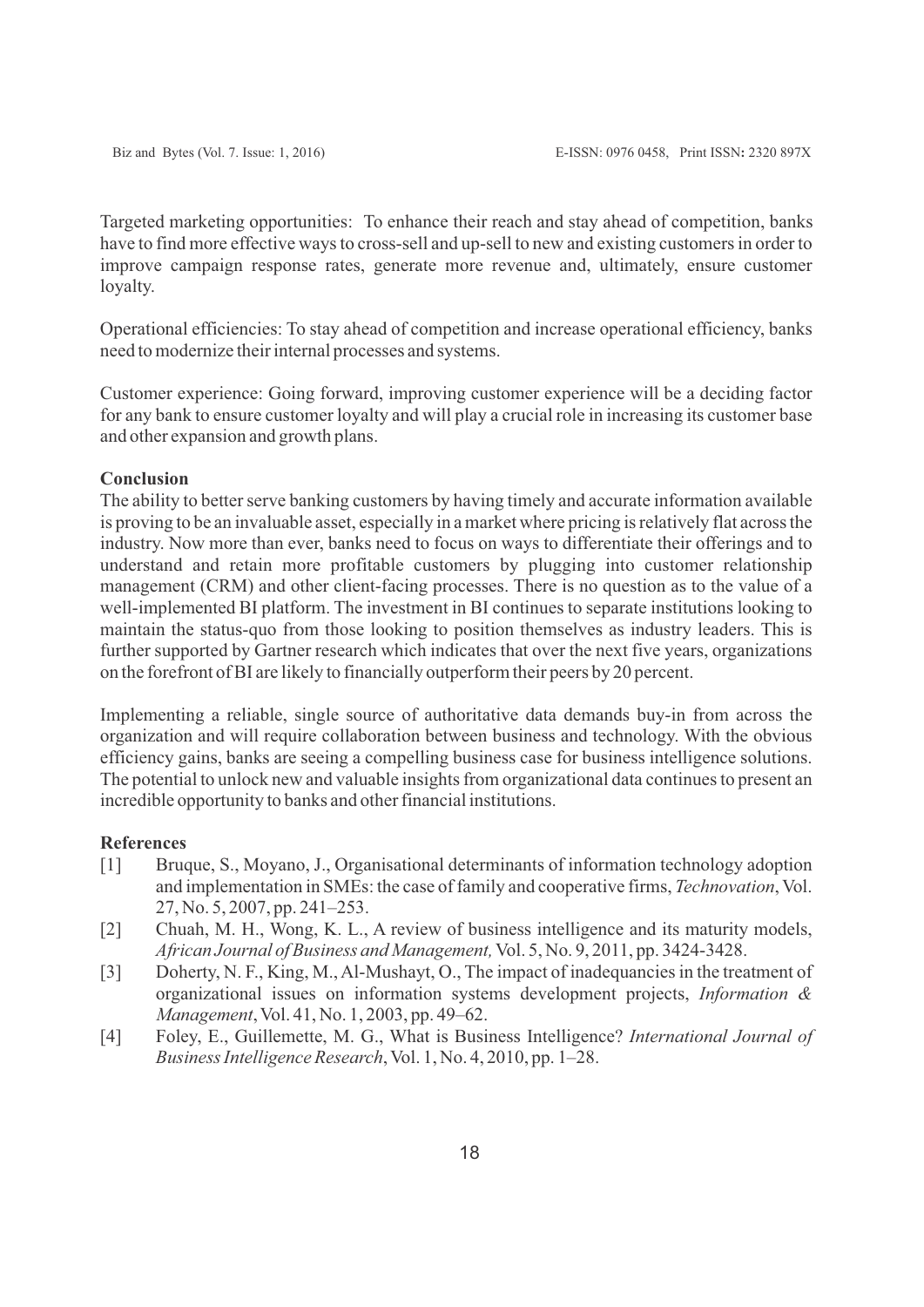Targeted marketing opportunities: To enhance their reach and stay ahead of competition, banks have to find more effective ways to cross-sell and up-sell to new and existing customers in order to improve campaign response rates, generate more revenue and, ultimately, ensure customer loyalty.

Operational efficiencies: To stay ahead of competition and increase operational efficiency, banks need to modernize their internal processes and systems.

Customer experience: Going forward, improving customer experience will be a deciding factor for any bank to ensure customer loyalty and will play a crucial role in increasing its customer base and other expansion and growth plans.

## Conclusion

The ability to better serve banking customers by having timely and accurate information available is proving to be an invaluable asset, especially in a market where pricing is relatively flat across the industry. Now more than ever, banks need to focus on ways to differentiate their offerings and to understand and retain more profitable customers by plugging into customer relationship management (CRM) and other client-facing processes. There is no question as to the value of a well-implemented BI platform. The investment in BI continues to separate institutions looking to maintain the status-quo from those looking to position themselves as industry leaders. This is further supported by Gartner research which indicates that over the next five years, organizations on the forefront of BI are likely to financially outperform their peers by 20 percent.

Implementing a reliable, single source of authoritative data demands buy-in from across the organization and will require collaboration between business and technology. With the obvious efficiency gains, banks are seeing a compelling business case for business intelligence solutions. The potential to unlock new and valuable insights from organizational data continues to present an incredible opportunity to banks and other financial institutions.

## References

[1] Bruque, S., Moyano, J., Organisational determinants of information technology adoption and implementation in SMEs: the case of family and cooperative firms, *Technovation*, Vol. 27, No. 5, 2007, pp. 241–253.

[2] Chuah, M. H., Wong, K. L., A review of business intelligence and its maturity models, *African Journal of Business and Management,* Vol. 5, No. 9, 2011, pp. 3424-3428.

[3] Doherty, N. F., King, M., Al-Mushayt, O., The impact of inadequancies in the treatment of organizational issues on information systems development projects, *Information & Management*, Vol. 41, No. 1, 2003, pp. 49–62.

[4] Foley, E., Guillemette, M. G., What is Business Intelligence? *International Journal of Business Intelligence Research*, Vol. 1, No. 4, 2010, pp. 1–28.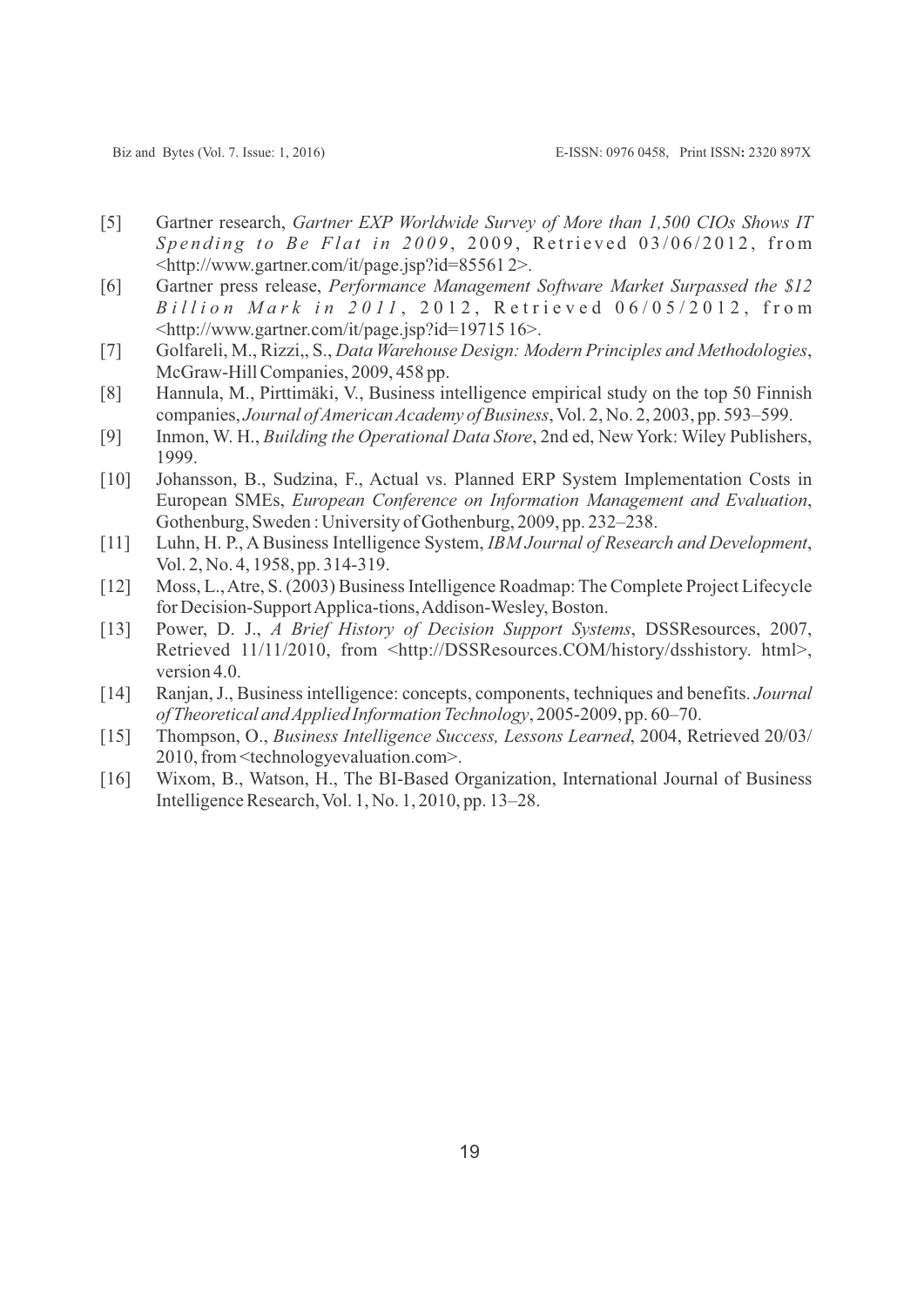[5] Gartner research, *Gartner EXP Worldwide Survey of More than 1,500 CIOs Shows IT Spending to Be Flat in 2009*, 2009, Retrieved 03/06/2012, from <http://www.gartner.com/it/page.jsp?id=85561 2>.

[6] Gartner press release, *Performance Management Software Market Surpassed the $12 Billion Mark in 2011*, 2012, Retrieved 06/05/2012, from <http://www.gartner.com/it/page.jsp?id=19715 16>.

[7] Golfareli, M., Rizzi,, S., *Data Warehouse Design: Modern Principles and Methodologies*, McGraw-Hill Companies, 2009, 458 pp.

[8] Hannula, M., Pirttimäki, V., Business intelligence empirical study on the top 50 Finnish companies, *Journal of American Academy of Business*, Vol. 2, No. 2, 2003, pp. 593–599.

[9] Inmon, W. H., *Building the Operational Data Store*, 2nd ed, New York: Wiley Publishers, 1999.

[10] Johansson, B., Sudzina, F., Actual vs. Planned ERP System Implementation Costs in European SMEs, *European Conference on Information Management and Evaluation*, Gothenburg, Sweden : University of Gothenburg, 2009, pp. 232–238.

[11] Luhn, H. P., A Business Intelligence System, *IBM Journal of Research and Development*, Vol. 2, No. 4, 1958, pp. 314-319.

[12] Moss, L., Atre, S. (2003) Business Intelligence Roadmap: The Complete Project Lifecycle for Decision-Support Applica-tions, Addison-Wesley, Boston.

[13] Power, D. J., *A Brief History of Decision Support Systems*, DSSResources, 2007, Retrieved 11/11/2010, from <http://DSSResources.COM/history/dsshistory. html>, version 4.0.

[14] Ranjan, J., Business intelligence: concepts, components, techniques and benefits. *Journal of Theoretical and Applied Information Technology*, 2005-2009, pp. 60–70.

[15] Thompson, O., *Business Intelligence Success, Lessons Learned*, 2004, Retrieved 20/03/ 2010, from <technologyevaluation.com>.

[16] Wixom, B., Watson, H., The BI-Based Organization, International Journal of Business Intelligence Research, Vol. 1, No. 1, 2010, pp. 13–28.